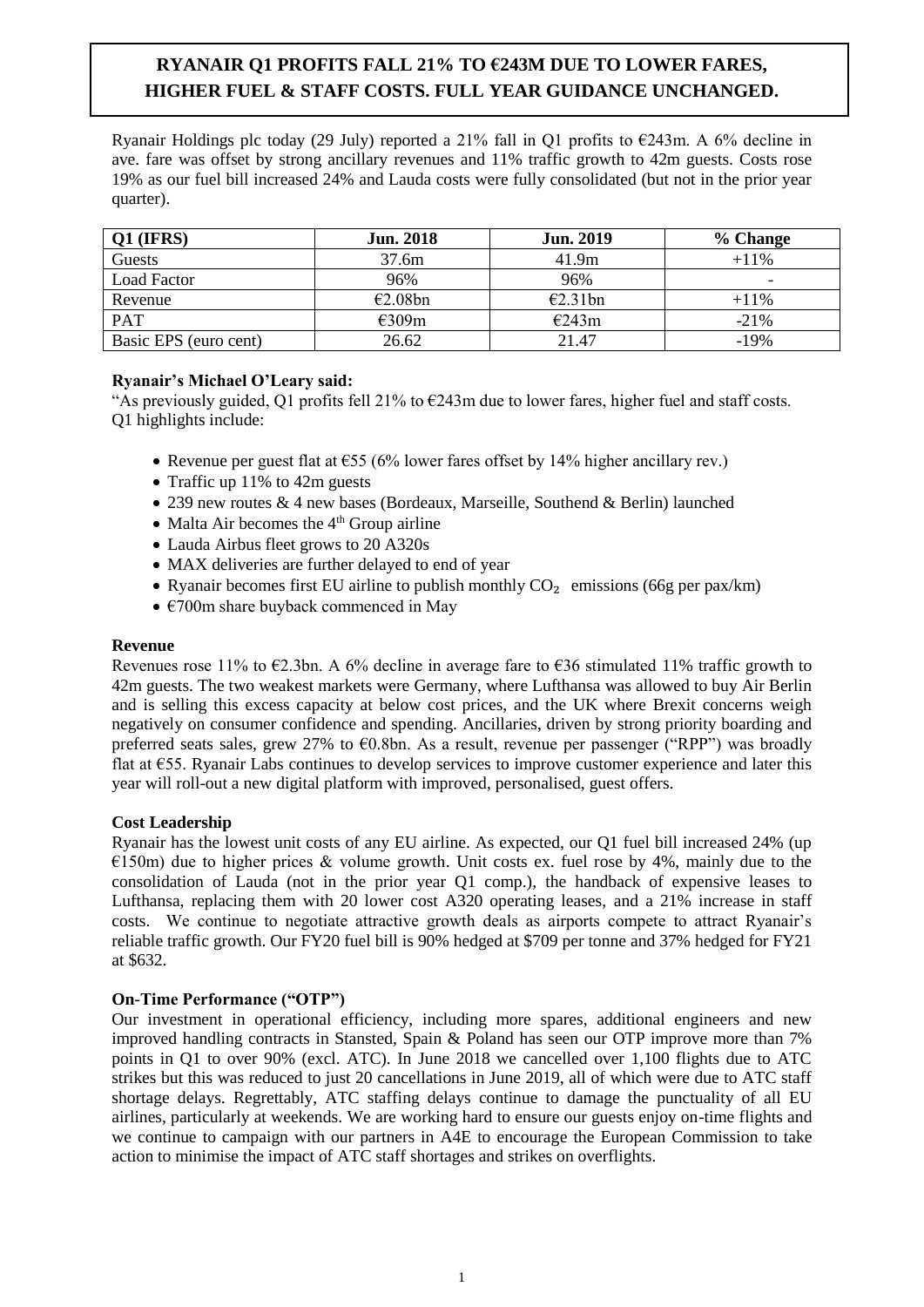# RYANAIR Q1 PROFITS FALL 21% TO €243M DUE TO LOWER FARES, HIGHER FUEL & STAFF COSTS. FULL YEAR GUIDANCE UNCHANGED.

Ryanair Holdings plc today (29 July) reported a 21% fall in Q1 profits to €243m. A 6% decline in ave. fare was offset by strong ancillary revenues and 11% traffic growth to 42m guests. Costs rose 19% as our fuel bill increased 24% and Lauda costs were fully consolidated (but not in the prior year quarter).

| Q1 (IFRS) | Jun. 2018 | Jun. 2019 | % Change |
|---|---|---|---|
| Guests | 37.6m | 41.9m | +11% |
| Load Factor | 96% | 96% | - |
| Revenue | €2.08bn | €2.31bn | +11% |
| PAT | €309m | €243m | -21% |
| Basic EPS (euro cent) | 26.62 | 21.47 | -19% |

**Ryanair's Michael O'Leary said:**

"As previously guided, Q1 profits fell 21% to €243m due to lower fares, higher fuel and staff costs. Q1 highlights include:

- Revenue per guest flat at €55 (6% lower fares offset by 14% higher ancillary rev.)
- Traffic up 11% to 42m guests
- 239 new routes & 4 new bases (Bordeaux, Marseille, Southend & Berlin) launched
- Malta Air becomes the 4th Group airline
- Lauda Airbus fleet grows to 20 A320s
- MAX deliveries are further delayed to end of year
- Ryanair becomes first EU airline to publish monthly $CO_2$ emissions (66g per pax/km)
- €700m share buyback commenced in May

**Revenue**

Revenues rose 11% to €2.3bn. A 6% decline in average fare to €36 stimulated 11% traffic growth to 42m guests. The two weakest markets were Germany, where Lufthansa was allowed to buy Air Berlin and is selling this excess capacity at below cost prices, and the UK where Brexit concerns weigh negatively on consumer confidence and spending. Ancillaries, driven by strong priority boarding and preferred seats sales, grew 27% to €0.8bn. As a result, revenue per passenger ("RPP") was broadly flat at €55. Ryanair Labs continues to develop services to improve customer experience and later this year will roll-out a new digital platform with improved, personalised, guest offers.

**Cost Leadership**

Ryanair has the lowest unit costs of any EU airline. As expected, our Q1 fuel bill increased 24% (up €150m) due to higher prices & volume growth. Unit costs ex. fuel rose by 4%, mainly due to the consolidation of Lauda (not in the prior year Q1 comp.), the handback of expensive leases to Lufthansa, replacing them with 20 lower cost A320 operating leases, and a 21% increase in staff costs. We continue to negotiate attractive growth deals as airports compete to attract Ryanair's reliable traffic growth. Our FY20 fuel bill is 90% hedged at $709 per tonne and 37% hedged for FY21 at $632.

**On-Time Performance ("OTP")**

Our investment in operational efficiency, including more spares, additional engineers and new improved handling contracts in Stansted, Spain & Poland has seen our OTP improve more than 7% points in Q1 to over 90% (excl. ATC). In June 2018 we cancelled over 1,100 flights due to ATC strikes but this was reduced to just 20 cancellations in June 2019, all of which were due to ATC staff shortage delays. Regrettably, ATC staffing delays continue to damage the punctuality of all EU airlines, particularly at weekends. We are working hard to ensure our guests enjoy on-time flights and we continue to campaign with our partners in A4E to encourage the European Commission to take action to minimise the impact of ATC staff shortages and strikes on overflights.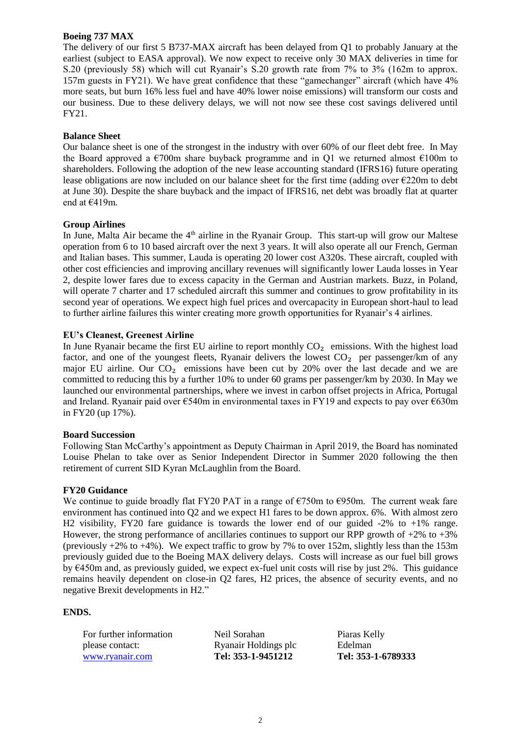**Boeing 737 MAX**
The delivery of our first 5 B737-MAX aircraft has been delayed from Q1 to probably January at the earliest (subject to EASA approval). We now expect to receive only 30 MAX deliveries in time for S.20 (previously 58) which will cut Ryanair's S.20 growth rate from 7% to 3% (162m to approx. 157m guests in FY21). We have great confidence that these "gamechanger" aircraft (which have 4% more seats, but burn 16% less fuel and have 40% lower noise emissions) will transform our costs and our business. Due to these delivery delays, we will not now see these cost savings delivered until FY21.

**Balance Sheet**
Our balance sheet is one of the strongest in the industry with over 60% of our fleet debt free. In May the Board approved a €700m share buyback programme and in Q1 we returned almost €100m to shareholders. Following the adoption of the new lease accounting standard (IFRS16) future operating lease obligations are now included on our balance sheet for the first time (adding over €220m to debt at June 30). Despite the share buyback and the impact of IFRS16, net debt was broadly flat at quarter end at €419m.

**Group Airlines**
In June, Malta Air became the 4th airline in the Ryanair Group. This start-up will grow our Maltese operation from 6 to 10 based aircraft over the next 3 years. It will also operate all our French, German and Italian bases. This summer, Lauda is operating 20 lower cost A320s. These aircraft, coupled with other cost efficiencies and improving ancillary revenues will significantly lower Lauda losses in Year 2, despite lower fares due to excess capacity in the German and Austrian markets. Buzz, in Poland, will operate 7 charter and 17 scheduled aircraft this summer and continues to grow profitability in its second year of operations. We expect high fuel prices and overcapacity in European short-haul to lead to further airline failures this winter creating more growth opportunities for Ryanair's 4 airlines.

**EU's Cleanest, Greenest Airline**
In June Ryanair became the first EU airline to report monthly $CO_2$ emissions. With the highest load factor, and one of the youngest fleets, Ryanair delivers the lowest $CO_2$ per passenger/km of any major EU airline. Our $CO_2$ emissions have been cut by 20% over the last decade and we are committed to reducing this by a further 10% to under 60 grams per passenger/km by 2030. In May we launched our environmental partnerships, where we invest in carbon offset projects in Africa, Portugal and Ireland. Ryanair paid over €540m in environmental taxes in FY19 and expects to pay over €630m in FY20 (up 17%).

**Board Succession**
Following Stan McCarthy's appointment as Deputy Chairman in April 2019, the Board has nominated Louise Phelan to take over as Senior Independent Director in Summer 2020 following the then retirement of current SID Kyran McLaughlin from the Board.

**FY20 Guidance**
We continue to guide broadly flat FY20 PAT in a range of €750m to €950m. The current weak fare environment has continued into Q2 and we expect H1 fares to be down approx. 6%. With almost zero H2 visibility, FY20 fare guidance is towards the lower end of our guided -2% to +1% range. However, the strong performance of ancillaries continues to support our RPP growth of +2% to +3% (previously +2% to +4%). We expect traffic to grow by 7% to over 152m, slightly less than the 153m previously guided due to the Boeing MAX delivery delays. Costs will increase as our fuel bill grows by €450m and, as previously guided, we expect ex-fuel unit costs will rise by just 2%. This guidance remains heavily dependent on close-in Q2 fares, H2 prices, the absence of security events, and no negative Brexit developments in H2."

**ENDS.**

| For further information please contact: | Neil Sorahan Ryanair Holdings plc | Piaras Kelly Edelman |
|---|---|---|
| www.ryanair.com | **Tel: 353-1-9451212** | **Tel: 353-1-6789333** |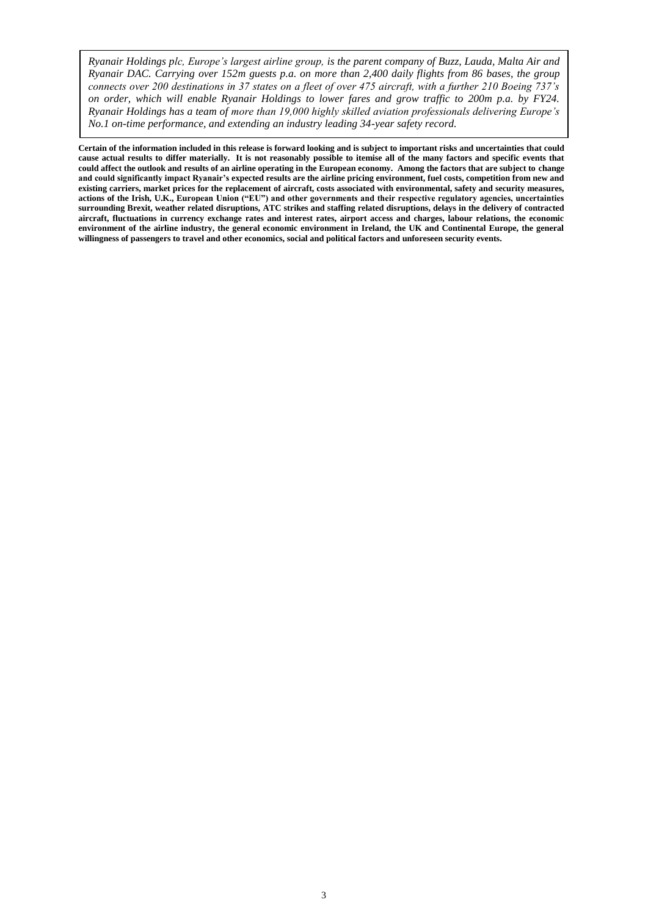*Ryanair Holdings plc, Europe's largest airline group, is the parent company of Buzz, Lauda, Malta Air and Ryanair DAC. Carrying over 152m guests p.a. on more than 2,400 daily flights from 86 bases, the group connects over 200 destinations in 37 states on a fleet of over 475 aircraft, with a further 210 Boeing 737's on order, which will enable Ryanair Holdings to lower fares and grow traffic to 200m p.a. by FY24. Ryanair Holdings has a team of more than 19,000 highly skilled aviation professionals delivering Europe's No.1 on-time performance, and extending an industry leading 34-year safety record.*

**Certain of the information included in this release is forward looking and is subject to important risks and uncertainties that could cause actual results to differ materially. It is not reasonably possible to itemise all of the many factors and specific events that could affect the outlook and results of an airline operating in the European economy. Among the factors that are subject to change and could significantly impact Ryanair's expected results are the airline pricing environment, fuel costs, competition from new and existing carriers, market prices for the replacement of aircraft, costs associated with environmental, safety and security measures, actions of the Irish, U.K., European Union ("EU") and other governments and their respective regulatory agencies, uncertainties surrounding Brexit, weather related disruptions, ATC strikes and staffing related disruptions, delays in the delivery of contracted aircraft, fluctuations in currency exchange rates and interest rates, airport access and charges, labour relations, the economic environment of the airline industry, the general economic environment in Ireland, the UK and Continental Europe, the general willingness of passengers to travel and other economics, social and political factors and unforeseen security events.**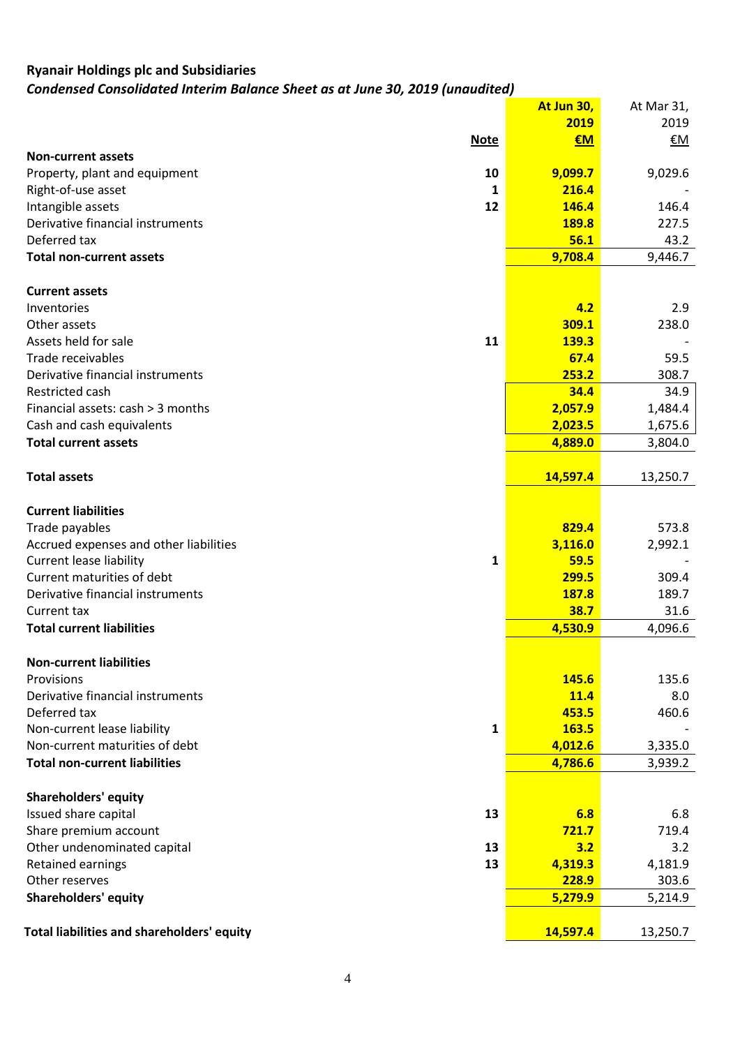**Ryanair Holdings plc and Subsidiaries**

***Condensed Consolidated Interim Balance Sheet as at June 30, 2019 (unaudited)***

| | Note | At Jun 30, 2019 €M | At Mar 31, 2019 €M |
|---|---|---|---|
| **Non-current assets** | | | |
| Property, plant and equipment | 10 | 9,099.7 | 9,029.6 |
| Right-of-use asset | 1 | 216.4 | - |
| Intangible assets | 12 | 146.4 | 146.4 |
| Derivative financial instruments | | 189.8 | 227.5 |
| Deferred tax | | 56.1 | 43.2 |
| **Total non-current assets** | | 9,708.4 | 9,446.7 |
| | | | |
| **Current assets** | | | |
| Inventories | | 4.2 | 2.9 |
| Other assets | | 309.1 | 238.0 |
| Assets held for sale | 11 | 139.3 | - |
| Trade receivables | | 67.4 | 59.5 |
| Derivative financial instruments | | 253.2 | 308.7 |
| Restricted cash | | 34.4 | 34.9 |
| Financial assets: cash > 3 months | | 2,057.9 | 1,484.4 |
| Cash and cash equivalents | | 2,023.5 | 1,675.6 |
| **Total current assets** | | 4,889.0 | 3,804.0 |
| | | | |
| **Total assets** | | 14,597.4 | 13,250.7 |
| | | | |
| **Current liabilities** | | | |
| Trade payables | | 829.4 | 573.8 |
| Accrued expenses and other liabilities | | 3,116.0 | 2,992.1 |
| Current lease liability | 1 | 59.5 | - |
| Current maturities of debt | | 299.5 | 309.4 |
| Derivative financial instruments | | 187.8 | 189.7 |
| Current tax | | 38.7 | 31.6 |
| **Total current liabilities** | | 4,530.9 | 4,096.6 |
| | | | |
| **Non-current liabilities** | | | |
| Provisions | | 145.6 | 135.6 |
| Derivative financial instruments | | 11.4 | 8.0 |
| Deferred tax | | 453.5 | 460.6 |
| Non-current lease liability | 1 | 163.5 | - |
| Non-current maturities of debt | | 4,012.6 | 3,335.0 |
| **Total non-current liabilities** | | 4,786.6 | 3,939.2 |
| | | | |
| **Shareholders' equity** | | | |
| Issued share capital | 13 | 6.8 | 6.8 |
| Share premium account | | 721.7 | 719.4 |
| Other undenominated capital | 13 | 3.2 | 3.2 |
| Retained earnings | 13 | 4,319.3 | 4,181.9 |
| Other reserves | | 228.9 | 303.6 |
| **Shareholders' equity** | | 5,279.9 | 5,214.9 |
| | | | |
| **Total liabilities and shareholders' equity** | | 14,597.4 | 13,250.7 |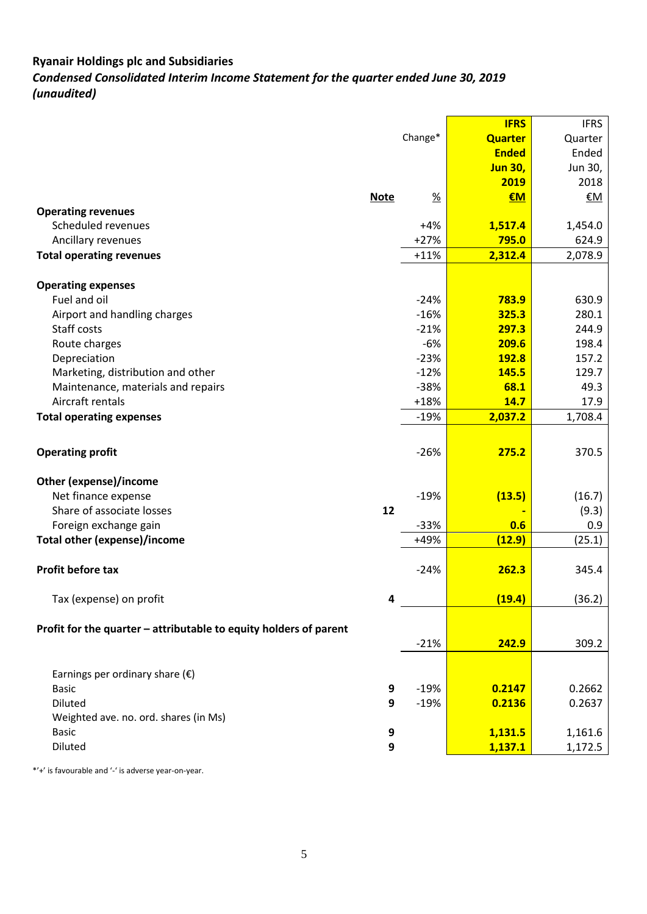**Ryanair Holdings plc and Subsidiaries**

***Condensed Consolidated Interim Income Statement for the quarter ended June 30, 2019 (unaudited)***

| | Note | Change* % | IFRS Quarter Ended Jun 30, 2019 €M | IFRS Quarter Ended Jun 30, 2018 €M |
|---|---|---|---|---|
| **Operating revenues** | | | | |
| Scheduled revenues | | +4% | **1,517.4** | 1,454.0 |
| Ancillary revenues | | +27% | **795.0** | 624.9 |
| **Total operating revenues** | | +11% | **2,312.4** | 2,078.9 |
| | | | | |
| **Operating expenses** | | | | |
| Fuel and oil | | -24% | **783.9** | 630.9 |
| Airport and handling charges | | -16% | **325.3** | 280.1 |
| Staff costs | | -21% | **297.3** | 244.9 |
| Route charges | | -6% | **209.6** | 198.4 |
| Depreciation | | -23% | **192.8** | 157.2 |
| Marketing, distribution and other | | -12% | **145.5** | 129.7 |
| Maintenance, materials and repairs | | -38% | **68.1** | 49.3 |
| Aircraft rentals | | +18% | **14.7** | 17.9 |
| **Total operating expenses** | | -19% | **2,037.2** | 1,708.4 |
| | | | | |
| **Operating profit** | | -26% | **275.2** | 370.5 |
| | | | | |
| **Other (expense)/income** | | | | |
| Net finance expense | | -19% | **(13.5)** | (16.7) |
| Share of associate losses | 12 | | **-** | (9.3) |
| Foreign exchange gain | | -33% | **0.6** | 0.9 |
| **Total other (expense)/income** | | +49% | **(12.9)** | (25.1) |
| | | | | |
| **Profit before tax** | | -24% | **262.3** | 345.4 |
| | | | | |
| Tax (expense) on profit | 4 | | **(19.4)** | (36.2) |
| | | | | |
| **Profit for the quarter – attributable to equity holders of parent** | | -21% | **242.9** | 309.2 |
| | | | | |
| Earnings per ordinary share (€) | | | | |
| Basic | 9 | -19% | **0.2147** | 0.2662 |
| Diluted | 9 | -19% | **0.2136** | 0.2637 |
| Weighted ave. no. ord. shares (in Ms) | | | | |
| Basic | 9 | | **1,131.5** | 1,161.6 |
| Diluted | 9 | | **1,137.1** | 1,172.5 |

*'+' is favourable and '-' is adverse year-on-year.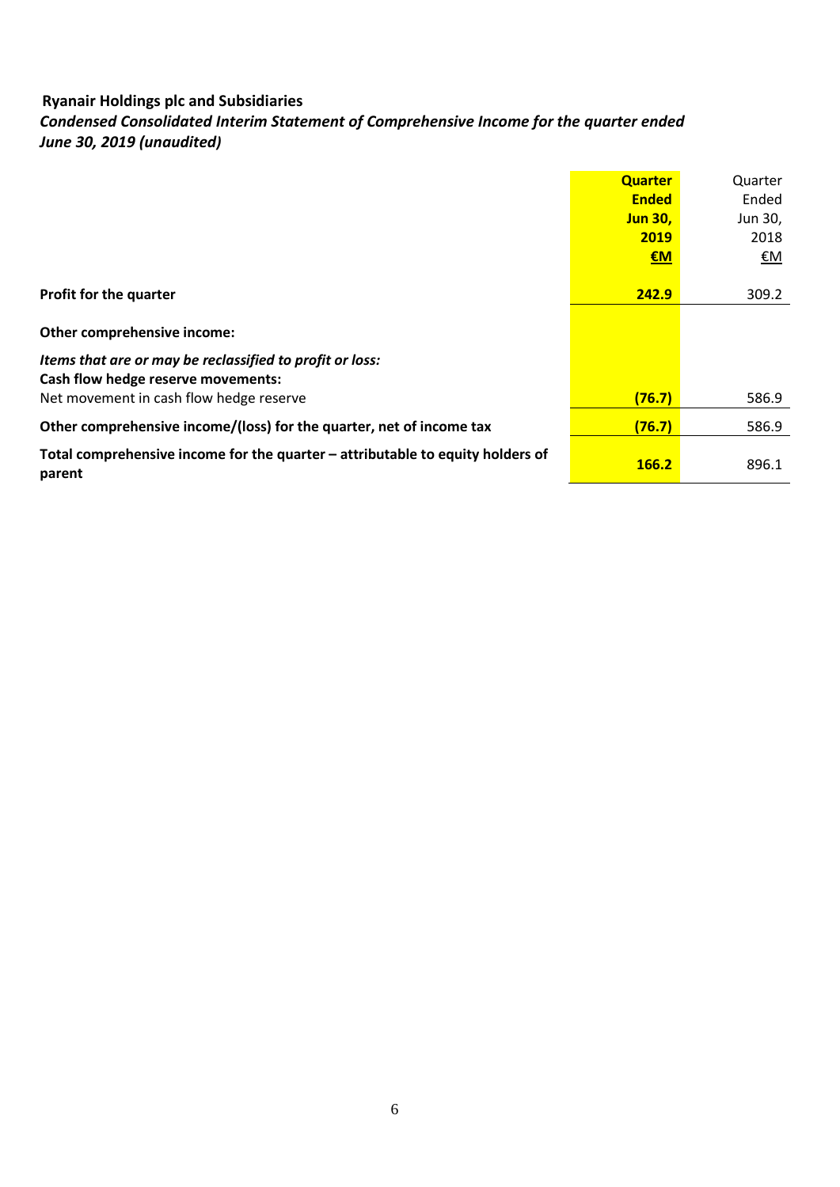**Ryanair Holdings plc and Subsidiaries**

***Condensed Consolidated Interim Statement of Comprehensive Income for the quarter ended June 30, 2019 (unaudited)***

| | **Quarter Ended Jun 30, 2019 €M** | Quarter Ended Jun 30, 2018 €M |
|---|---|---|
| **Profit for the quarter** | **242.9** | 309.2 |
| **Other comprehensive income:** | | |
| ***Items that are or may be reclassified to profit or loss:*** | | |
| **Cash flow hedge reserve movements:** | | |
| Net movement in cash flow hedge reserve | **(76.7)** | 586.9 |
| **Other comprehensive income/(loss) for the quarter, net of income tax** | **(76.7)** | 586.9 |
| **Total comprehensive income for the quarter – attributable to equity holders of parent** | **166.2** | 896.1 |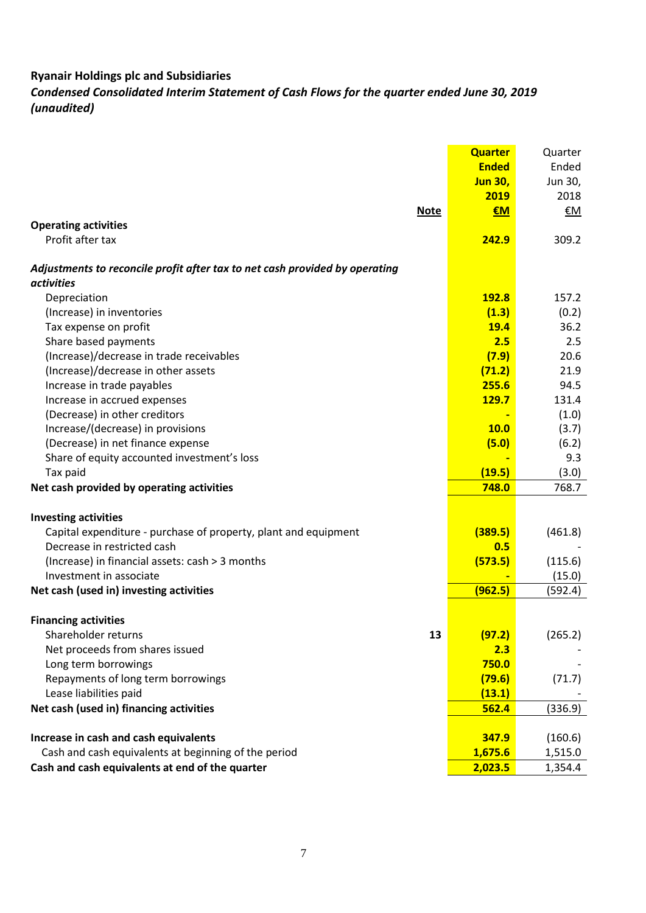**Ryanair Holdings plc and Subsidiaries**

***Condensed Consolidated Interim Statement of Cash Flows for the quarter ended June 30, 2019 (unaudited)***

| | Note | **Quarter Ended Jun 30, 2019 €M** | Quarter Ended Jun 30, 2018 €M |
|---|---|---|---|
| **Operating activities** | | | |
| Profit after tax | | **242.9** | 309.2 |
| | | | |
| ***Adjustments to reconcile profit after tax to net cash provided by operating activities*** | | | |
| Depreciation | | **192.8** | 157.2 |
| (Increase) in inventories | | **(1.3)** | (0.2) |
| Tax expense on profit | | **19.4** | 36.2 |
| Share based payments | | **2.5** | 2.5 |
| (Increase)/decrease in trade receivables | | **(7.9)** | 20.6 |
| (Increase)/decrease in other assets | | **(71.2)** | 21.9 |
| Increase in trade payables | | **255.6** | 94.5 |
| Increase in accrued expenses | | **129.7** | 131.4 |
| (Decrease) in other creditors | | **-** | (1.0) |
| Increase/(decrease) in provisions | | **10.0** | (3.7) |
| (Decrease) in net finance expense | | **(5.0)** | (6.2) |
| Share of equity accounted investment's loss | | **-** | 9.3 |
| Tax paid | | **(19.5)** | (3.0) |
| **Net cash provided by operating activities** | | **748.0** | 768.7 |
| | | | |
| **Investing activities** | | | |
| Capital expenditure - purchase of property, plant and equipment | | **(389.5)** | (461.8) |
| Decrease in restricted cash | | **0.5** | - |
| (Increase) in financial assets: cash > 3 months | | **(573.5)** | (115.6) |
| Investment in associate | | **-** | (15.0) |
| **Net cash (used in) investing activities** | | **(962.5)** | (592.4) |
| | | | |
| **Financing activities** | | | |
| Shareholder returns | 13 | **(97.2)** | (265.2) |
| Net proceeds from shares issued | | **2.3** | - |
| Long term borrowings | | **750.0** | - |
| Repayments of long term borrowings | | **(79.6)** | (71.7) |
| Lease liabilities paid | | **(13.1)** | - |
| **Net cash (used in) financing activities** | | **562.4** | (336.9) |
| | | | |
| **Increase in cash and cash equivalents** | | **347.9** | (160.6) |
| Cash and cash equivalents at beginning of the period | | **1,675.6** | 1,515.0 |
| **Cash and cash equivalents at end of the quarter** | | **2,023.5** | 1,354.4 |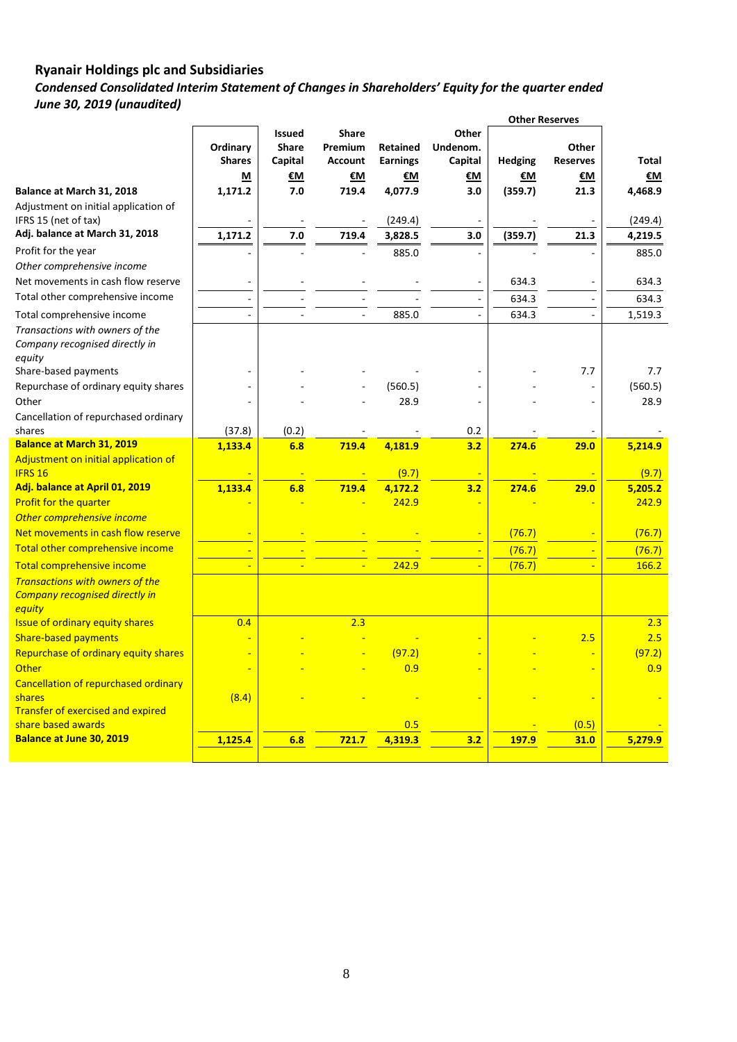## Ryanair Holdings plc and Subsidiaries

### *Condensed Consolidated Interim Statement of Changes in Shareholders' Equity for the quarter ended June 30, 2019 (unaudited)*

| | Ordinary Shares | Issued Share Capital | Share Premium Account | Retained Earnings | Other Undenom. Capital | Other Reserves | | Total |
|---|---|---|---|---|---|---|---|---|
| | | | | | | Hedging | Other Reserves | |
| | M | €M | €M | €M | €M | €M | €M | €M |
| **Balance at March 31, 2018** | **1,171.2** | **7.0** | **719.4** | **4,077.9** | **3.0** | **(359.7)** | **21.3** | **4,468.9** |
| Adjustment on initial application of IFRS 15 (net of tax) | - | - | - | (249.4) | - | - | - | (249.4) |
| **Adj. balance at March 31, 2018** | **1,171.2** | **7.0** | **719.4** | **3,828.5** | **3.0** | **(359.7)** | **21.3** | **4,219.5** |
| Profit for the year | - | - | - | 885.0 | - | - | - | 885.0 |
| *Other comprehensive income* | | | | | | | | |
| Net movements in cash flow reserve | - | - | - | - | - | 634.3 | - | 634.3 |
| Total other comprehensive income | - | - | - | - | - | 634.3 | - | 634.3 |
| Total comprehensive income | - | - | - | 885.0 | - | 634.3 | - | 1,519.3 |
| *Transactions with owners of the Company recognised directly in equity* | | | | | | | | |
| Share-based payments | - | - | - | - | - | - | 7.7 | 7.7 |
| Repurchase of ordinary equity shares | - | - | - | (560.5) | - | - | - | (560.5) |
| Other | - | - | - | 28.9 | - | - | - | 28.9 |
| Cancellation of repurchased ordinary shares | (37.8) | (0.2) | - | - | 0.2 | - | - | - |
| **Balance at March 31, 2019** | **1,133.4** | **6.8** | **719.4** | **4,181.9** | **3.2** | **274.6** | **29.0** | **5,214.9** |
| Adjustment on initial application of IFRS 16 | - | - | - | (9.7) | - | - | - | (9.7) |
| **Adj. balance at April 01, 2019** | **1,133.4** | **6.8** | **719.4** | **4,172.2** | **3.2** | **274.6** | **29.0** | **5,205.2** |
| Profit for the quarter | - | - | - | 242.9 | - | - | - | 242.9 |
| *Other comprehensive income* | | | | | | | | |
| Net movements in cash flow reserve | - | - | - | - | - | (76.7) | - | (76.7) |
| Total other comprehensive income | - | - | - | - | - | (76.7) | - | (76.7) |
| Total comprehensive income | - | - | - | 242.9 | - | (76.7) | - | 166.2 |
| *Transactions with owners of the Company recognised directly in equity* | | | | | | | | |
| Issue of ordinary equity shares | 0.4 | | 2.3 | | | | | 2.3 |
| Share-based payments | - | - | - | - | - | - | 2.5 | 2.5 |
| Repurchase of ordinary equity shares | - | - | - | (97.2) | - | - | - | (97.2) |
| Other | - | - | - | 0.9 | - | - | - | 0.9 |
| Cancellation of repurchased ordinary shares | (8.4) | - | - | - | - | - | - | - |
| Transfer of exercised and expired share based awards | | | | 0.5 | | - | (0.5) | - |
| **Balance at June 30, 2019** | **1,125.4** | **6.8** | **721.7** | **4,319.3** | **3.2** | **197.9** | **31.0** | **5,279.9** |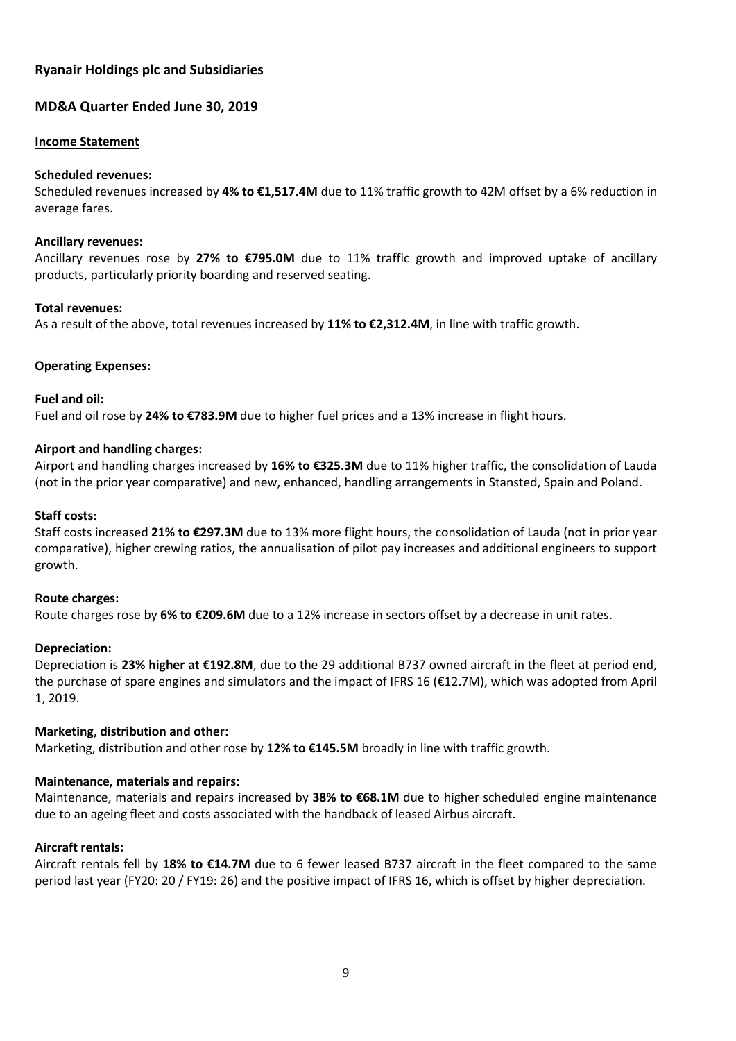## Ryanair Holdings plc and Subsidiaries

## MD&A Quarter Ended June 30, 2019

### Income Statement

**Scheduled revenues:**
Scheduled revenues increased by **4% to €1,517.4M** due to 11% traffic growth to 42M offset by a 6% reduction in average fares.

**Ancillary revenues:**
Ancillary revenues rose by **27% to €795.0M** due to 11% traffic growth and improved uptake of ancillary products, particularly priority boarding and reserved seating.

**Total revenues:**
As a result of the above, total revenues increased by **11% to €2,312.4M**, in line with traffic growth.

**Operating Expenses:**

**Fuel and oil:**
Fuel and oil rose by **24% to €783.9M** due to higher fuel prices and a 13% increase in flight hours.

**Airport and handling charges:**
Airport and handling charges increased by **16% to €325.3M** due to 11% higher traffic, the consolidation of Lauda (not in the prior year comparative) and new, enhanced, handling arrangements in Stansted, Spain and Poland.

**Staff costs:**
Staff costs increased **21% to €297.3M** due to 13% more flight hours, the consolidation of Lauda (not in prior year comparative), higher crewing ratios, the annualisation of pilot pay increases and additional engineers to support growth.

**Route charges:**
Route charges rose by **6% to €209.6M** due to a 12% increase in sectors offset by a decrease in unit rates.

**Depreciation:**
Depreciation is **23% higher at €192.8M**, due to the 29 additional B737 owned aircraft in the fleet at period end, the purchase of spare engines and simulators and the impact of IFRS 16 (€12.7M), which was adopted from April 1, 2019.

**Marketing, distribution and other:**
Marketing, distribution and other rose by **12% to €145.5M** broadly in line with traffic growth.

**Maintenance, materials and repairs:**
Maintenance, materials and repairs increased by **38% to €68.1M** due to higher scheduled engine maintenance due to an ageing fleet and costs associated with the handback of leased Airbus aircraft.

**Aircraft rentals:**
Aircraft rentals fell by **18% to €14.7M** due to 6 fewer leased B737 aircraft in the fleet compared to the same period last year (FY20: 20 / FY19: 26) and the positive impact of IFRS 16, which is offset by higher depreciation.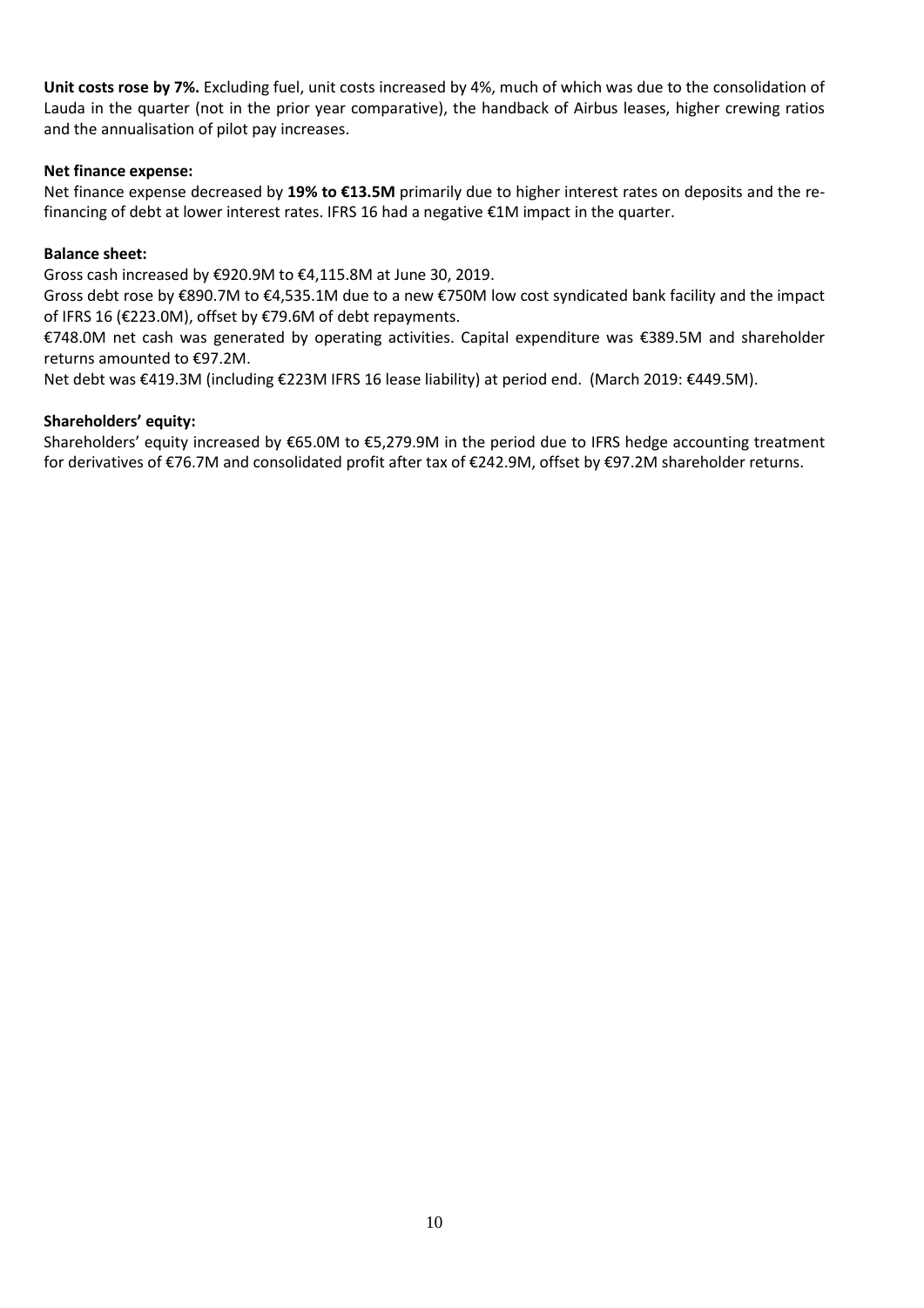**Unit costs rose by 7%.** Excluding fuel, unit costs increased by 4%, much of which was due to the consolidation of Lauda in the quarter (not in the prior year comparative), the handback of Airbus leases, higher crewing ratios and the annualisation of pilot pay increases.

**Net finance expense:**

Net finance expense decreased by **19% to €13.5M** primarily due to higher interest rates on deposits and the re-financing of debt at lower interest rates. IFRS 16 had a negative €1M impact in the quarter.

**Balance sheet:**

Gross cash increased by €920.9M to €4,115.8M at June 30, 2019.

Gross debt rose by €890.7M to €4,535.1M due to a new €750M low cost syndicated bank facility and the impact of IFRS 16 (€223.0M), offset by €79.6M of debt repayments.

€748.0M net cash was generated by operating activities. Capital expenditure was €389.5M and shareholder returns amounted to €97.2M.

Net debt was €419.3M (including €223M IFRS 16 lease liability) at period end. (March 2019: €449.5M).

**Shareholders' equity:**

Shareholders' equity increased by €65.0M to €5,279.9M in the period due to IFRS hedge accounting treatment for derivatives of €76.7M and consolidated profit after tax of €242.9M, offset by €97.2M shareholder returns.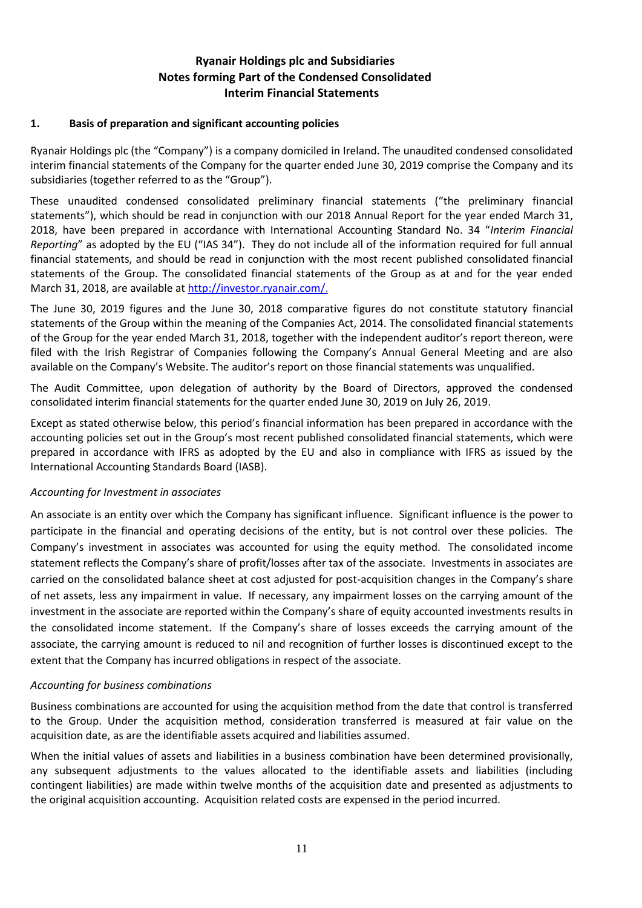# Ryanair Holdings plc and Subsidiaries
# Notes forming Part of the Condensed Consolidated Interim Financial Statements

## 1. Basis of preparation and significant accounting policies

Ryanair Holdings plc (the "Company") is a company domiciled in Ireland. The unaudited condensed consolidated interim financial statements of the Company for the quarter ended June 30, 2019 comprise the Company and its subsidiaries (together referred to as the "Group").

These unaudited condensed consolidated preliminary financial statements ("the preliminary financial statements"), which should be read in conjunction with our 2018 Annual Report for the year ended March 31, 2018, have been prepared in accordance with International Accounting Standard No. 34 "*Interim Financial Reporting*" as adopted by the EU ("IAS 34"). They do not include all of the information required for full annual financial statements, and should be read in conjunction with the most recent published consolidated financial statements of the Group. The consolidated financial statements of the Group as at and for the year ended March 31, 2018, are available at http://investor.ryanair.com/.

The June 30, 2019 figures and the June 30, 2018 comparative figures do not constitute statutory financial statements of the Group within the meaning of the Companies Act, 2014. The consolidated financial statements of the Group for the year ended March 31, 2018, together with the independent auditor's report thereon, were filed with the Irish Registrar of Companies following the Company's Annual General Meeting and are also available on the Company's Website. The auditor's report on those financial statements was unqualified.

The Audit Committee, upon delegation of authority by the Board of Directors, approved the condensed consolidated interim financial statements for the quarter ended June 30, 2019 on July 26, 2019.

Except as stated otherwise below, this period's financial information has been prepared in accordance with the accounting policies set out in the Group's most recent published consolidated financial statements, which were prepared in accordance with IFRS as adopted by the EU and also in compliance with IFRS as issued by the International Accounting Standards Board (IASB).

*Accounting for Investment in associates*

An associate is an entity over which the Company has significant influence. Significant influence is the power to participate in the financial and operating decisions of the entity, but is not control over these policies. The Company's investment in associates was accounted for using the equity method. The consolidated income statement reflects the Company's share of profit/losses after tax of the associate. Investments in associates are carried on the consolidated balance sheet at cost adjusted for post-acquisition changes in the Company's share of net assets, less any impairment in value. If necessary, any impairment losses on the carrying amount of the investment in the associate are reported within the Company's share of equity accounted investments results in the consolidated income statement. If the Company's share of losses exceeds the carrying amount of the associate, the carrying amount is reduced to nil and recognition of further losses is discontinued except to the extent that the Company has incurred obligations in respect of the associate.

*Accounting for business combinations*

Business combinations are accounted for using the acquisition method from the date that control is transferred to the Group. Under the acquisition method, consideration transferred is measured at fair value on the acquisition date, as are the identifiable assets acquired and liabilities assumed.

When the initial values of assets and liabilities in a business combination have been determined provisionally, any subsequent adjustments to the values allocated to the identifiable assets and liabilities (including contingent liabilities) are made within twelve months of the acquisition date and presented as adjustments to the original acquisition accounting. Acquisition related costs are expensed in the period incurred.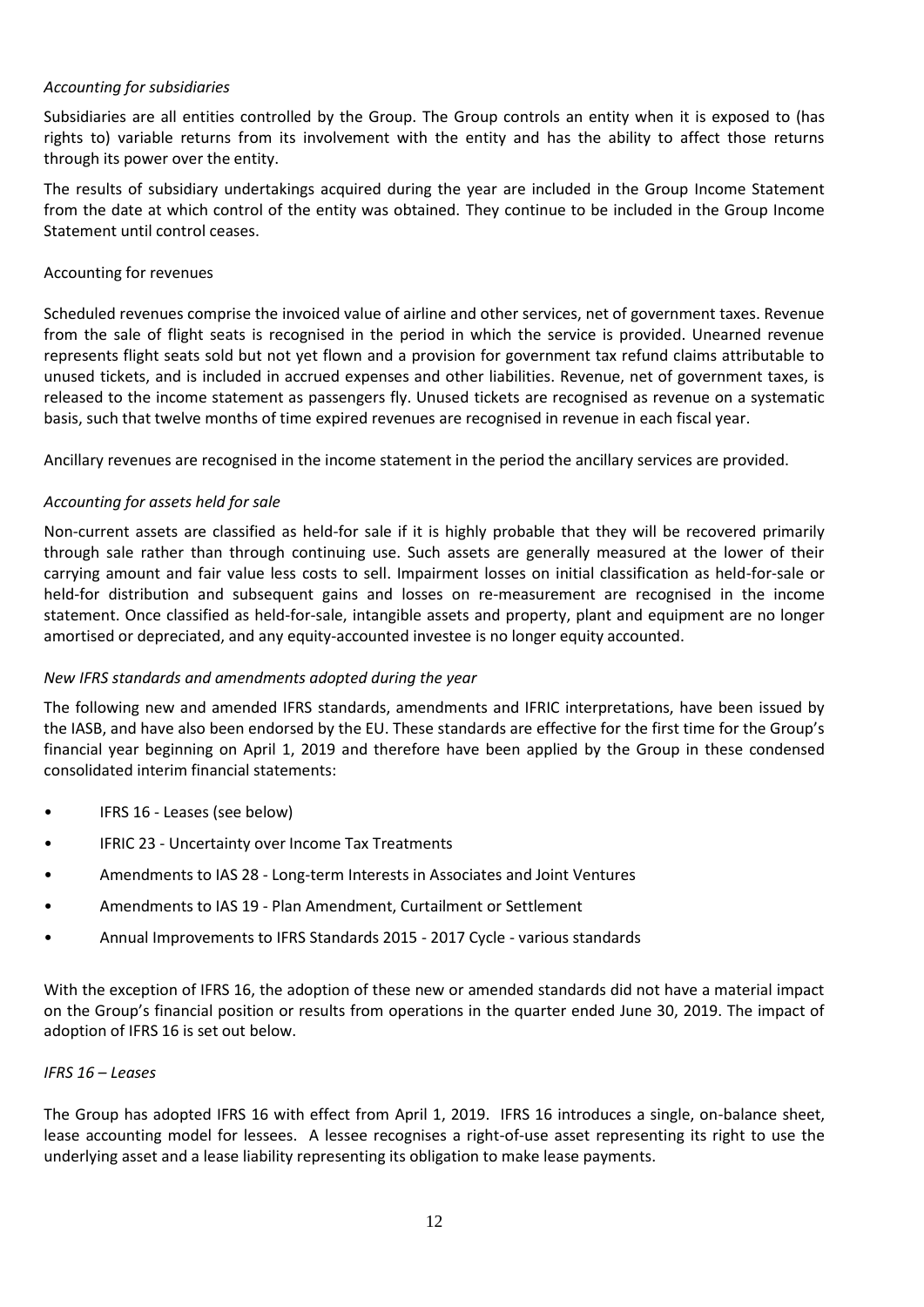*Accounting for subsidiaries*

Subsidiaries are all entities controlled by the Group. The Group controls an entity when it is exposed to (has rights to) variable returns from its involvement with the entity and has the ability to affect those returns through its power over the entity.

The results of subsidiary undertakings acquired during the year are included in the Group Income Statement from the date at which control of the entity was obtained. They continue to be included in the Group Income Statement until control ceases.

Accounting for revenues

Scheduled revenues comprise the invoiced value of airline and other services, net of government taxes. Revenue from the sale of flight seats is recognised in the period in which the service is provided. Unearned revenue represents flight seats sold but not yet flown and a provision for government tax refund claims attributable to unused tickets, and is included in accrued expenses and other liabilities. Revenue, net of government taxes, is released to the income statement as passengers fly. Unused tickets are recognised as revenue on a systematic basis, such that twelve months of time expired revenues are recognised in revenue in each fiscal year.

Ancillary revenues are recognised in the income statement in the period the ancillary services are provided.

*Accounting for assets held for sale*

Non-current assets are classified as held-for sale if it is highly probable that they will be recovered primarily through sale rather than through continuing use. Such assets are generally measured at the lower of their carrying amount and fair value less costs to sell. Impairment losses on initial classification as held-for-sale or held-for distribution and subsequent gains and losses on re-measurement are recognised in the income statement. Once classified as held-for-sale, intangible assets and property, plant and equipment are no longer amortised or depreciated, and any equity-accounted investee is no longer equity accounted.

*New IFRS standards and amendments adopted during the year*

The following new and amended IFRS standards, amendments and IFRIC interpretations, have been issued by the IASB, and have also been endorsed by the EU. These standards are effective for the first time for the Group's financial year beginning on April 1, 2019 and therefore have been applied by the Group in these condensed consolidated interim financial statements:

- IFRS 16 - Leases (see below)
- IFRIC 23 - Uncertainty over Income Tax Treatments
- Amendments to IAS 28 - Long-term Interests in Associates and Joint Ventures
- Amendments to IAS 19 - Plan Amendment, Curtailment or Settlement
- Annual Improvements to IFRS Standards 2015 - 2017 Cycle - various standards

With the exception of IFRS 16, the adoption of these new or amended standards did not have a material impact on the Group's financial position or results from operations in the quarter ended June 30, 2019. The impact of adoption of IFRS 16 is set out below.

*IFRS 16 – Leases*

The Group has adopted IFRS 16 with effect from April 1, 2019. IFRS 16 introduces a single, on-balance sheet, lease accounting model for lessees. A lessee recognises a right-of-use asset representing its right to use the underlying asset and a lease liability representing its obligation to make lease payments.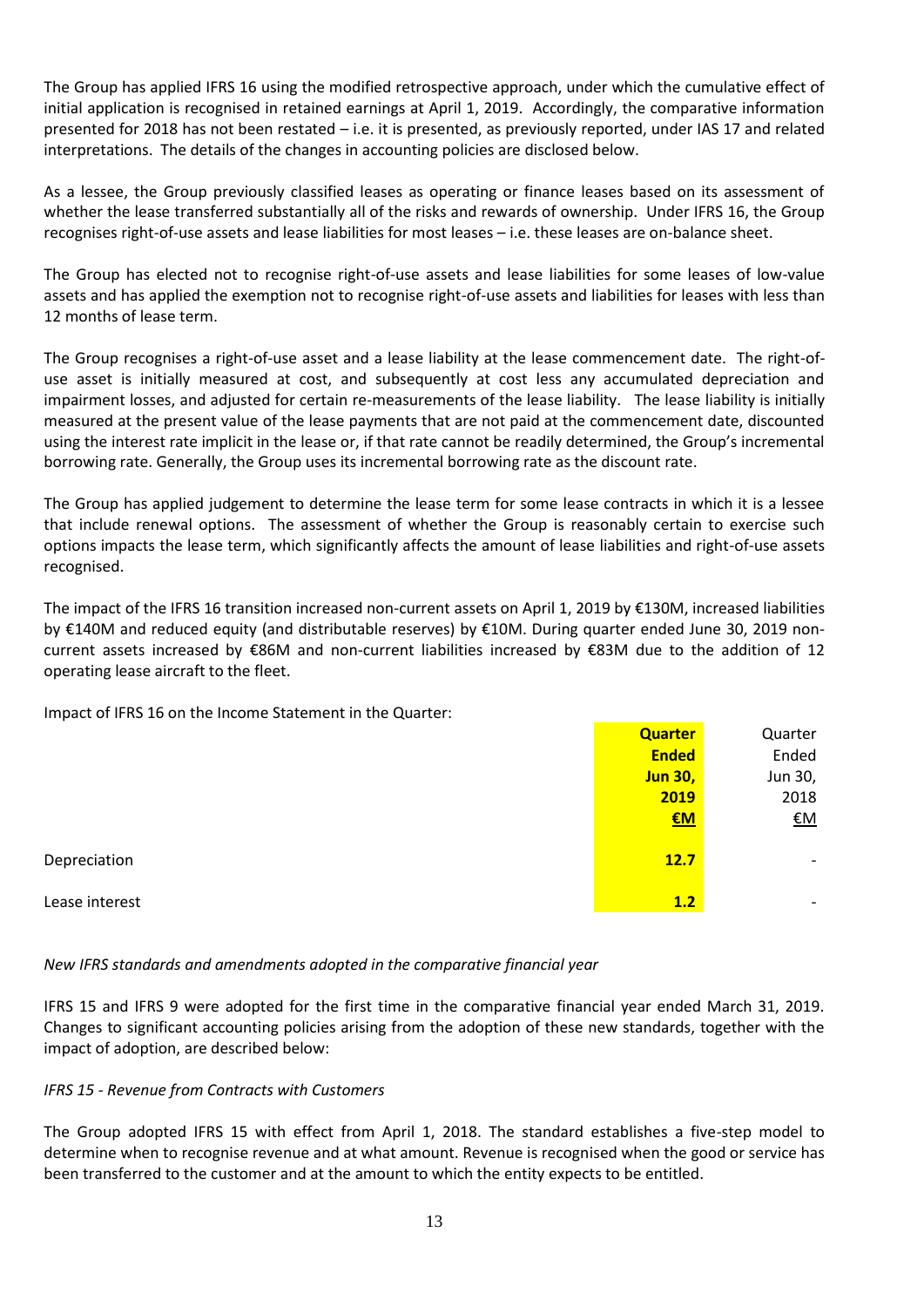The Group has applied IFRS 16 using the modified retrospective approach, under which the cumulative effect of initial application is recognised in retained earnings at April 1, 2019. Accordingly, the comparative information presented for 2018 has not been restated – i.e. it is presented, as previously reported, under IAS 17 and related interpretations. The details of the changes in accounting policies are disclosed below.

As a lessee, the Group previously classified leases as operating or finance leases based on its assessment of whether the lease transferred substantially all of the risks and rewards of ownership. Under IFRS 16, the Group recognises right-of-use assets and lease liabilities for most leases – i.e. these leases are on-balance sheet.

The Group has elected not to recognise right-of-use assets and lease liabilities for some leases of low-value assets and has applied the exemption not to recognise right-of-use assets and liabilities for leases with less than 12 months of lease term.

The Group recognises a right-of-use asset and a lease liability at the lease commencement date. The right-of-use asset is initially measured at cost, and subsequently at cost less any accumulated depreciation and impairment losses, and adjusted for certain re-measurements of the lease liability. The lease liability is initially measured at the present value of the lease payments that are not paid at the commencement date, discounted using the interest rate implicit in the lease or, if that rate cannot be readily determined, the Group's incremental borrowing rate. Generally, the Group uses its incremental borrowing rate as the discount rate.

The Group has applied judgement to determine the lease term for some lease contracts in which it is a lessee that include renewal options. The assessment of whether the Group is reasonably certain to exercise such options impacts the lease term, which significantly affects the amount of lease liabilities and right-of-use assets recognised.

The impact of the IFRS 16 transition increased non-current assets on April 1, 2019 by €130M, increased liabilities by €140M and reduced equity (and distributable reserves) by €10M. During quarter ended June 30, 2019 non-current assets increased by €86M and non-current liabilities increased by €83M due to the addition of 12 operating lease aircraft to the fleet.

Impact of IFRS 16 on the Income Statement in the Quarter:

| | **Quarter Ended Jun 30, 2019 €M** | Quarter Ended Jun 30, 2018 €M |
|---|---|---|
| Depreciation | **12.7** | - |
| Lease interest | **1.2** | - |

*New IFRS standards and amendments adopted in the comparative financial year*

IFRS 15 and IFRS 9 were adopted for the first time in the comparative financial year ended March 31, 2019. Changes to significant accounting policies arising from the adoption of these new standards, together with the impact of adoption, are described below:

*IFRS 15 - Revenue from Contracts with Customers*

The Group adopted IFRS 15 with effect from April 1, 2018. The standard establishes a five-step model to determine when to recognise revenue and at what amount. Revenue is recognised when the good or service has been transferred to the customer and at the amount to which the entity expects to be entitled.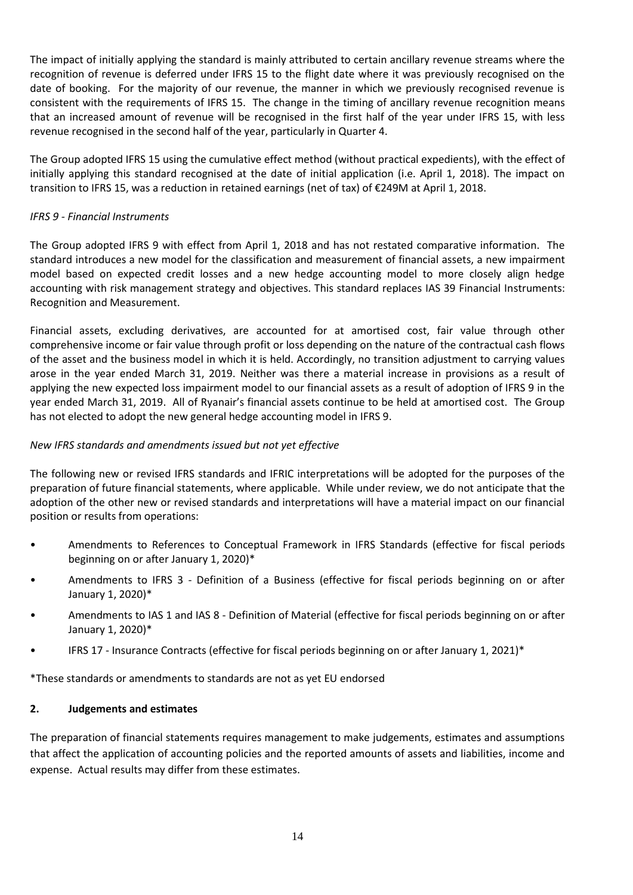The impact of initially applying the standard is mainly attributed to certain ancillary revenue streams where the recognition of revenue is deferred under IFRS 15 to the flight date where it was previously recognised on the date of booking. For the majority of our revenue, the manner in which we previously recognised revenue is consistent with the requirements of IFRS 15. The change in the timing of ancillary revenue recognition means that an increased amount of revenue will be recognised in the first half of the year under IFRS 15, with less revenue recognised in the second half of the year, particularly in Quarter 4.

The Group adopted IFRS 15 using the cumulative effect method (without practical expedients), with the effect of initially applying this standard recognised at the date of initial application (i.e. April 1, 2018). The impact on transition to IFRS 15, was a reduction in retained earnings (net of tax) of €249M at April 1, 2018.

*IFRS 9 - Financial Instruments*

The Group adopted IFRS 9 with effect from April 1, 2018 and has not restated comparative information. The standard introduces a new model for the classification and measurement of financial assets, a new impairment model based on expected credit losses and a new hedge accounting model to more closely align hedge accounting with risk management strategy and objectives. This standard replaces IAS 39 Financial Instruments: Recognition and Measurement.

Financial assets, excluding derivatives, are accounted for at amortised cost, fair value through other comprehensive income or fair value through profit or loss depending on the nature of the contractual cash flows of the asset and the business model in which it is held. Accordingly, no transition adjustment to carrying values arose in the year ended March 31, 2019. Neither was there a material increase in provisions as a result of applying the new expected loss impairment model to our financial assets as a result of adoption of IFRS 9 in the year ended March 31, 2019. All of Ryanair's financial assets continue to be held at amortised cost. The Group has not elected to adopt the new general hedge accounting model in IFRS 9.

*New IFRS standards and amendments issued but not yet effective*

The following new or revised IFRS standards and IFRIC interpretations will be adopted for the purposes of the preparation of future financial statements, where applicable. While under review, we do not anticipate that the adoption of the other new or revised standards and interpretations will have a material impact on our financial position or results from operations:

- Amendments to References to Conceptual Framework in IFRS Standards (effective for fiscal periods beginning on or after January 1, 2020)*
- Amendments to IFRS 3 - Definition of a Business (effective for fiscal periods beginning on or after January 1, 2020)*
- Amendments to IAS 1 and IAS 8 - Definition of Material (effective for fiscal periods beginning on or after January 1, 2020)*
- IFRS 17 - Insurance Contracts (effective for fiscal periods beginning on or after January 1, 2021)*

*These standards or amendments to standards are not as yet EU endorsed

## 2. Judgements and estimates

The preparation of financial statements requires management to make judgements, estimates and assumptions that affect the application of accounting policies and the reported amounts of assets and liabilities, income and expense. Actual results may differ from these estimates.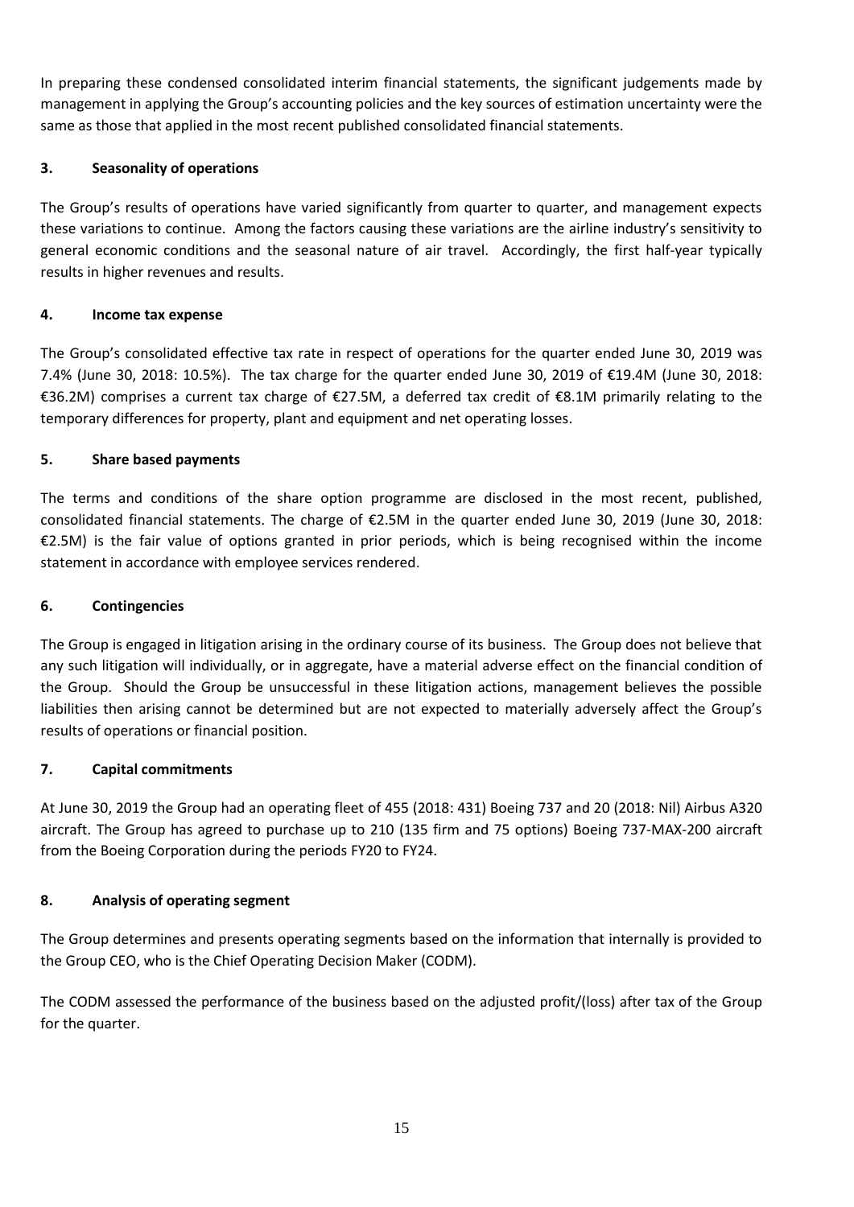In preparing these condensed consolidated interim financial statements, the significant judgements made by management in applying the Group's accounting policies and the key sources of estimation uncertainty were the same as those that applied in the most recent published consolidated financial statements.

## 3. Seasonality of operations

The Group's results of operations have varied significantly from quarter to quarter, and management expects these variations to continue. Among the factors causing these variations are the airline industry's sensitivity to general economic conditions and the seasonal nature of air travel. Accordingly, the first half-year typically results in higher revenues and results.

## 4. Income tax expense

The Group's consolidated effective tax rate in respect of operations for the quarter ended June 30, 2019 was 7.4% (June 30, 2018: 10.5%). The tax charge for the quarter ended June 30, 2019 of €19.4M (June 30, 2018: €36.2M) comprises a current tax charge of €27.5M, a deferred tax credit of €8.1M primarily relating to the temporary differences for property, plant and equipment and net operating losses.

## 5. Share based payments

The terms and conditions of the share option programme are disclosed in the most recent, published, consolidated financial statements. The charge of €2.5M in the quarter ended June 30, 2019 (June 30, 2018: €2.5M) is the fair value of options granted in prior periods, which is being recognised within the income statement in accordance with employee services rendered.

## 6. Contingencies

The Group is engaged in litigation arising in the ordinary course of its business. The Group does not believe that any such litigation will individually, or in aggregate, have a material adverse effect on the financial condition of the Group. Should the Group be unsuccessful in these litigation actions, management believes the possible liabilities then arising cannot be determined but are not expected to materially adversely affect the Group's results of operations or financial position.

## 7. Capital commitments

At June 30, 2019 the Group had an operating fleet of 455 (2018: 431) Boeing 737 and 20 (2018: Nil) Airbus A320 aircraft. The Group has agreed to purchase up to 210 (135 firm and 75 options) Boeing 737-MAX-200 aircraft from the Boeing Corporation during the periods FY20 to FY24.

## 8. Analysis of operating segment

The Group determines and presents operating segments based on the information that internally is provided to the Group CEO, who is the Chief Operating Decision Maker (CODM).

The CODM assessed the performance of the business based on the adjusted profit/(loss) after tax of the Group for the quarter.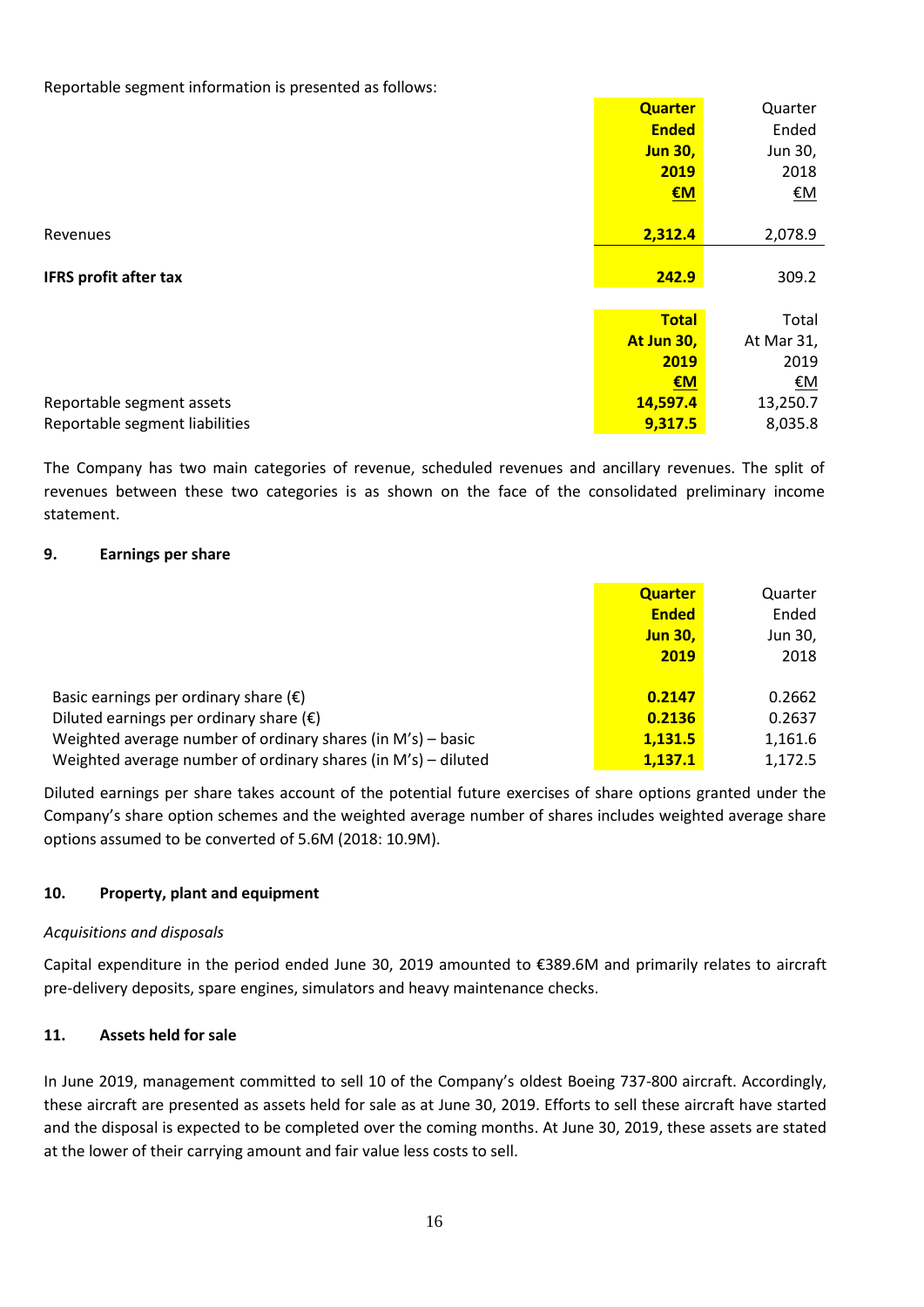Reportable segment information is presented as follows:

| | Quarter Ended Jun 30, 2019 €M | Quarter Ended Jun 30, 2018 €M |
|---|---|---|
| Revenues | 2,312.4 | 2,078.9 |
| **IFRS profit after tax** | 242.9 | 309.2 |

| | Total At Jun 30, 2019 €M | Total At Mar 31, 2019 €M |
|---|---|---|
| Reportable segment assets | 14,597.4 | 13,250.7 |
| Reportable segment liabilities | 9,317.5 | 8,035.8 |

The Company has two main categories of revenue, scheduled revenues and ancillary revenues. The split of revenues between these two categories is as shown on the face of the consolidated preliminary income statement.

## 9. Earnings per share

| | Quarter Ended Jun 30, 2019 | Quarter Ended Jun 30, 2018 |
|---|---|---|
| Basic earnings per ordinary share (€) | 0.2147 | 0.2662 |
| Diluted earnings per ordinary share (€) | 0.2136 | 0.2637 |
| Weighted average number of ordinary shares (in M's) – basic | 1,131.5 | 1,161.6 |
| Weighted average number of ordinary shares (in M's) – diluted | 1,137.1 | 1,172.5 |

Diluted earnings per share takes account of the potential future exercises of share options granted under the Company's share option schemes and the weighted average number of shares includes weighted average share options assumed to be converted of 5.6M (2018: 10.9M).

## 10. Property, plant and equipment

*Acquisitions and disposals*

Capital expenditure in the period ended June 30, 2019 amounted to €389.6M and primarily relates to aircraft pre-delivery deposits, spare engines, simulators and heavy maintenance checks.

## 11. Assets held for sale

In June 2019, management committed to sell 10 of the Company's oldest Boeing 737-800 aircraft. Accordingly, these aircraft are presented as assets held for sale as at June 30, 2019. Efforts to sell these aircraft have started and the disposal is expected to be completed over the coming months. At June 30, 2019, these assets are stated at the lower of their carrying amount and fair value less costs to sell.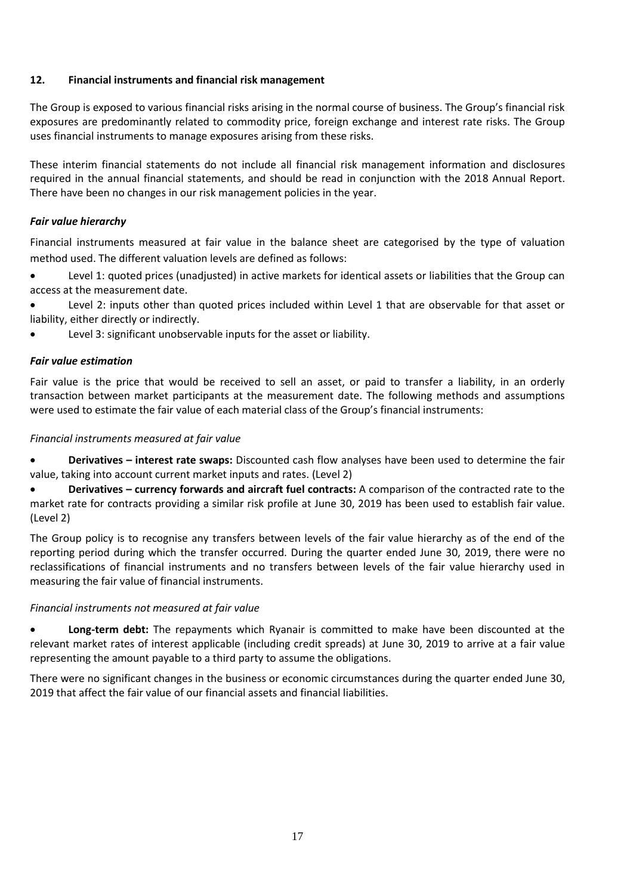## 12. Financial instruments and financial risk management

The Group is exposed to various financial risks arising in the normal course of business. The Group's financial risk exposures are predominantly related to commodity price, foreign exchange and interest rate risks. The Group uses financial instruments to manage exposures arising from these risks.

These interim financial statements do not include all financial risk management information and disclosures required in the annual financial statements, and should be read in conjunction with the 2018 Annual Report. There have been no changes in our risk management policies in the year.

### *Fair value hierarchy*

Financial instruments measured at fair value in the balance sheet are categorised by the type of valuation method used. The different valuation levels are defined as follows:

- Level 1: quoted prices (unadjusted) in active markets for identical assets or liabilities that the Group can access at the measurement date.
- Level 2: inputs other than quoted prices included within Level 1 that are observable for that asset or liability, either directly or indirectly.
- Level 3: significant unobservable inputs for the asset or liability.

### *Fair value estimation*

Fair value is the price that would be received to sell an asset, or paid to transfer a liability, in an orderly transaction between market participants at the measurement date. The following methods and assumptions were used to estimate the fair value of each material class of the Group's financial instruments:

*Financial instruments measured at fair value*

- **Derivatives – interest rate swaps:** Discounted cash flow analyses have been used to determine the fair value, taking into account current market inputs and rates. (Level 2)
- **Derivatives – currency forwards and aircraft fuel contracts:** A comparison of the contracted rate to the market rate for contracts providing a similar risk profile at June 30, 2019 has been used to establish fair value. (Level 2)

The Group policy is to recognise any transfers between levels of the fair value hierarchy as of the end of the reporting period during which the transfer occurred. During the quarter ended June 30, 2019, there were no reclassifications of financial instruments and no transfers between levels of the fair value hierarchy used in measuring the fair value of financial instruments.

*Financial instruments not measured at fair value*

- **Long-term debt:** The repayments which Ryanair is committed to make have been discounted at the relevant market rates of interest applicable (including credit spreads) at June 30, 2019 to arrive at a fair value representing the amount payable to a third party to assume the obligations.

There were no significant changes in the business or economic circumstances during the quarter ended June 30, 2019 that affect the fair value of our financial assets and financial liabilities.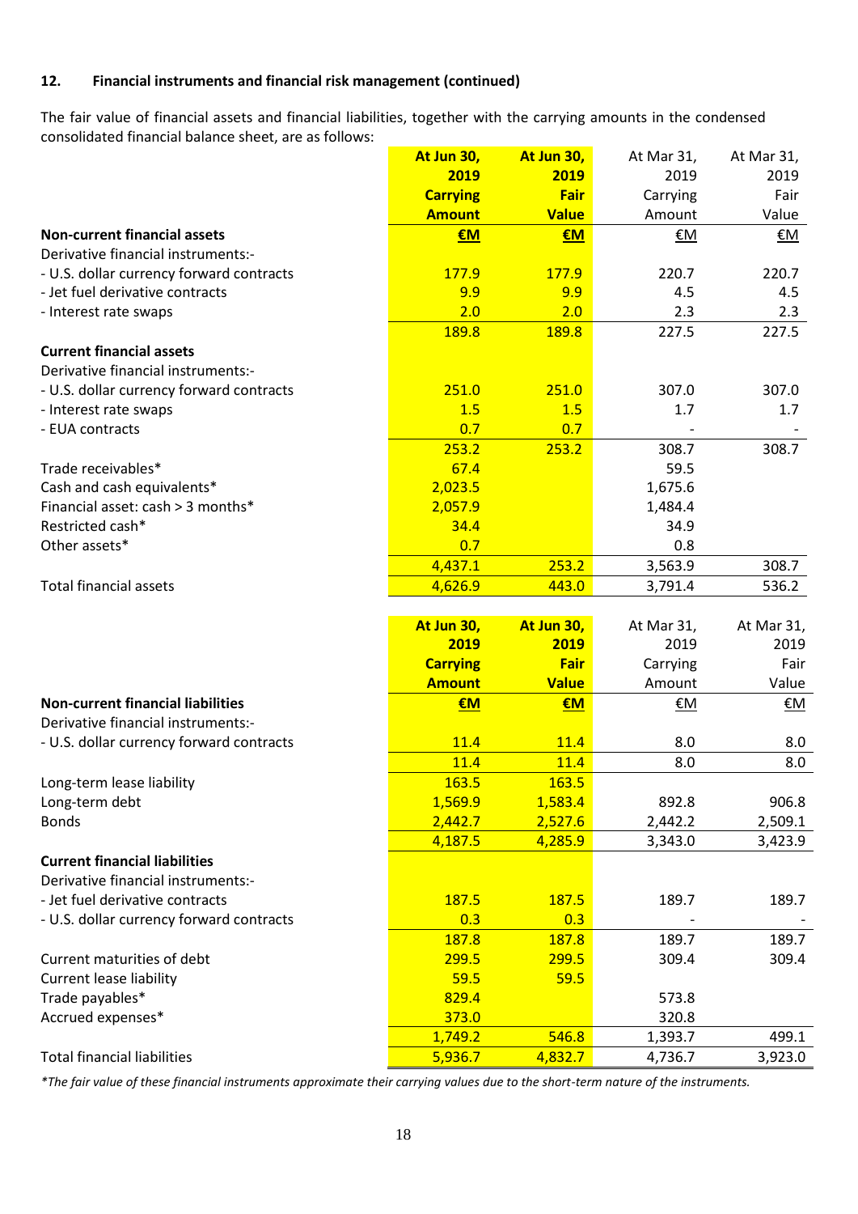### 12. Financial instruments and financial risk management (continued)

The fair value of financial assets and financial liabilities, together with the carrying amounts in the condensed consolidated financial balance sheet, are as follows:

| | At Jun 30, 2019 Carrying Amount | At Jun 30, 2019 Fair Value | At Mar 31, 2019 Carrying Amount | At Mar 31, 2019 Fair Value |
|---|---|---|---|---|
| **Non-current financial assets** | €M | €M | €M | €M |
| Derivative financial instruments:- | | | | |
| - U.S. dollar currency forward contracts | 177.9 | 177.9 | 220.7 | 220.7 |
| - Jet fuel derivative contracts | 9.9 | 9.9 | 4.5 | 4.5 |
| - Interest rate swaps | 2.0 | 2.0 | 2.3 | 2.3 |
| | 189.8 | 189.8 | 227.5 | 227.5 |
| **Current financial assets** | | | | |
| Derivative financial instruments:- | | | | |
| - U.S. dollar currency forward contracts | 251.0 | 251.0 | 307.0 | 307.0 |
| - Interest rate swaps | 1.5 | 1.5 | 1.7 | 1.7 |
| - EUA contracts | 0.7 | 0.7 | - | - |
| | 253.2 | 253.2 | 308.7 | 308.7 |
| Trade receivables* | 67.4 | | 59.5 | |
| Cash and cash equivalents* | 2,023.5 | | 1,675.6 | |
| Financial asset: cash > 3 months* | 2,057.9 | | 1,484.4 | |
| Restricted cash* | 34.4 | | 34.9 | |
| Other assets* | 0.7 | | 0.8 | |
| | 4,437.1 | 253.2 | 3,563.9 | 308.7 |
| Total financial assets | 4,626.9 | 443.0 | 3,791.4 | 536.2 |

| | At Jun 30, 2019 Carrying Amount | At Jun 30, 2019 Fair Value | At Mar 31, 2019 Carrying Amount | At Mar 31, 2019 Fair Value |
|---|---|---|---|---|
| **Non-current financial liabilities** | €M | €M | €M | €M |
| Derivative financial instruments:- | | | | |
| - U.S. dollar currency forward contracts | 11.4 | 11.4 | 8.0 | 8.0 |
| | 11.4 | 11.4 | 8.0 | 8.0 |
| Long-term lease liability | 163.5 | 163.5 | | |
| Long-term debt | 1,569.9 | 1,583.4 | 892.8 | 906.8 |
| Bonds | 2,442.7 | 2,527.6 | 2,442.2 | 2,509.1 |
| | 4,187.5 | 4,285.9 | 3,343.0 | 3,423.9 |
| **Current financial liabilities** | | | | |
| Derivative financial instruments:- | | | | |
| - Jet fuel derivative contracts | 187.5 | 187.5 | 189.7 | 189.7 |
| - U.S. dollar currency forward contracts | 0.3 | 0.3 | - | - |
| | 187.8 | 187.8 | 189.7 | 189.7 |
| Current maturities of debt | 299.5 | 299.5 | 309.4 | 309.4 |
| Current lease liability | 59.5 | 59.5 | | |
| Trade payables* | 829.4 | | 573.8 | |
| Accrued expenses* | 373.0 | | 320.8 | |
| | 1,749.2 | 546.8 | 1,393.7 | 499.1 |
| Total financial liabilities | 5,936.7 | 4,832.7 | 4,736.7 | 3,923.0 |

*\*The fair value of these financial instruments approximate their carrying values due to the short-term nature of the instruments.*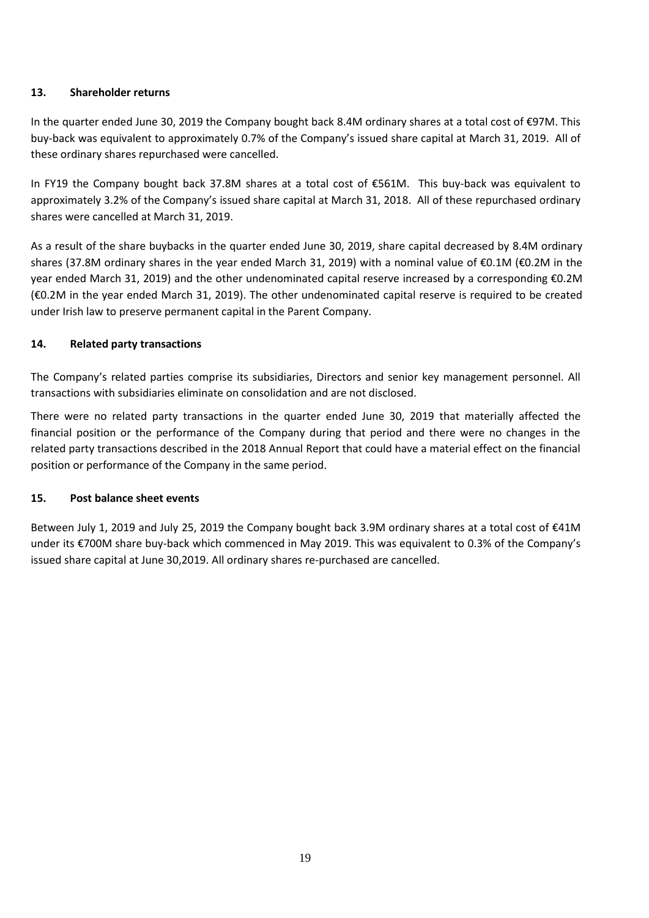## 13. Shareholder returns

In the quarter ended June 30, 2019 the Company bought back 8.4M ordinary shares at a total cost of €97M. This buy-back was equivalent to approximately 0.7% of the Company's issued share capital at March 31, 2019. All of these ordinary shares repurchased were cancelled.

In FY19 the Company bought back 37.8M shares at a total cost of €561M. This buy-back was equivalent to approximately 3.2% of the Company's issued share capital at March 31, 2018. All of these repurchased ordinary shares were cancelled at March 31, 2019.

As a result of the share buybacks in the quarter ended June 30, 2019, share capital decreased by 8.4M ordinary shares (37.8M ordinary shares in the year ended March 31, 2019) with a nominal value of €0.1M (€0.2M in the year ended March 31, 2019) and the other undenominated capital reserve increased by a corresponding €0.2M (€0.2M in the year ended March 31, 2019). The other undenominated capital reserve is required to be created under Irish law to preserve permanent capital in the Parent Company.

## 14. Related party transactions

The Company's related parties comprise its subsidiaries, Directors and senior key management personnel. All transactions with subsidiaries eliminate on consolidation and are not disclosed.

There were no related party transactions in the quarter ended June 30, 2019 that materially affected the financial position or the performance of the Company during that period and there were no changes in the related party transactions described in the 2018 Annual Report that could have a material effect on the financial position or performance of the Company in the same period.

## 15. Post balance sheet events

Between July 1, 2019 and July 25, 2019 the Company bought back 3.9M ordinary shares at a total cost of €41M under its €700M share buy-back which commenced in May 2019. This was equivalent to 0.3% of the Company's issued share capital at June 30,2019. All ordinary shares re-purchased are cancelled.